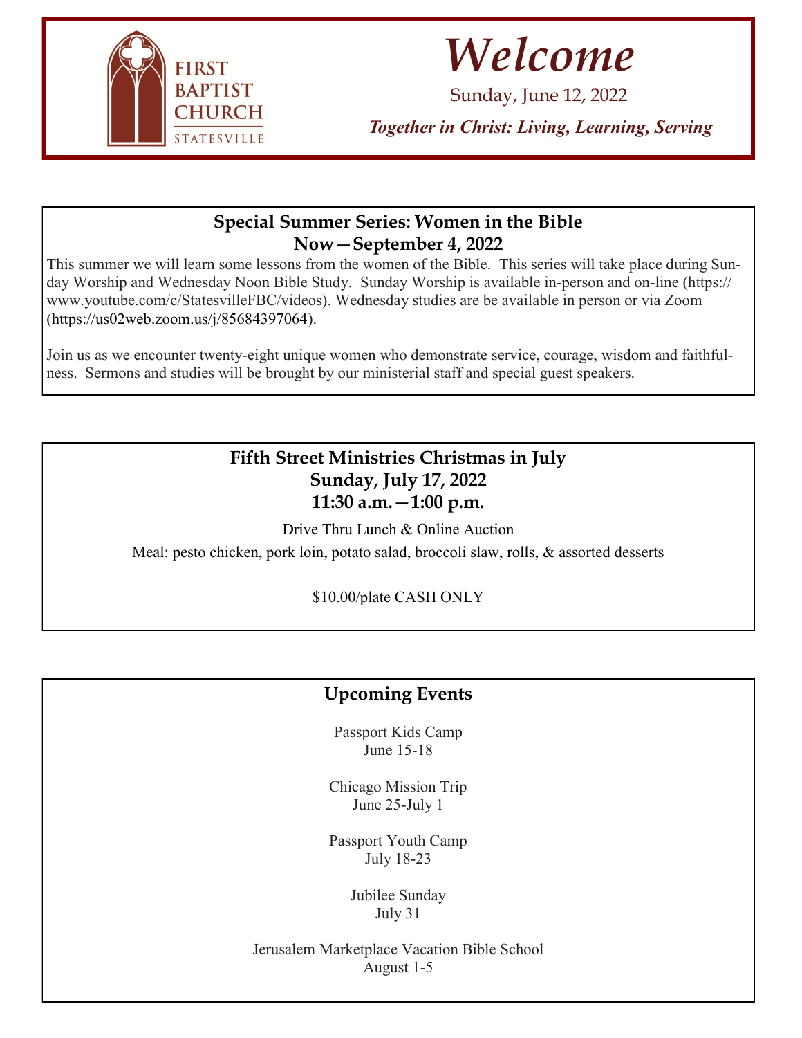FIRST BAPTIST CHURCH
STATESVILLE

# *Welcome*

Sunday, June 12, 2022

***Together in Christ: Living, Learning, Serving***

## Special Summer Series: Women in the Bible
## Now—September 4, 2022

This summer we will learn some lessons from the women of the Bible. This series will take place during Sunday Worship and Wednesday Noon Bible Study. Sunday Worship is available in-person and on-line (https://www.youtube.com/c/StatesvilleFBC/videos). Wednesday studies are be available in person or via Zoom (https://us02web.zoom.us/j/85684397064).

Join us as we encounter twenty-eight unique women who demonstrate service, courage, wisdom and faithfulness. Sermons and studies will be brought by our ministerial staff and special guest speakers.

## Fifth Street Ministries Christmas in July
## Sunday, July 17, 2022
## 11:30 a.m.—1:00 p.m.

Drive Thru Lunch & Online Auction

Meal: pesto chicken, pork loin, potato salad, broccoli slaw, rolls, & assorted desserts

$10.00/plate CASH ONLY

## Upcoming Events

Passport Kids Camp
June 15-18

Chicago Mission Trip
June 25-July 1

Passport Youth Camp
July 18-23

Jubilee Sunday
July 31

Jerusalem Marketplace Vacation Bible School
August 1-5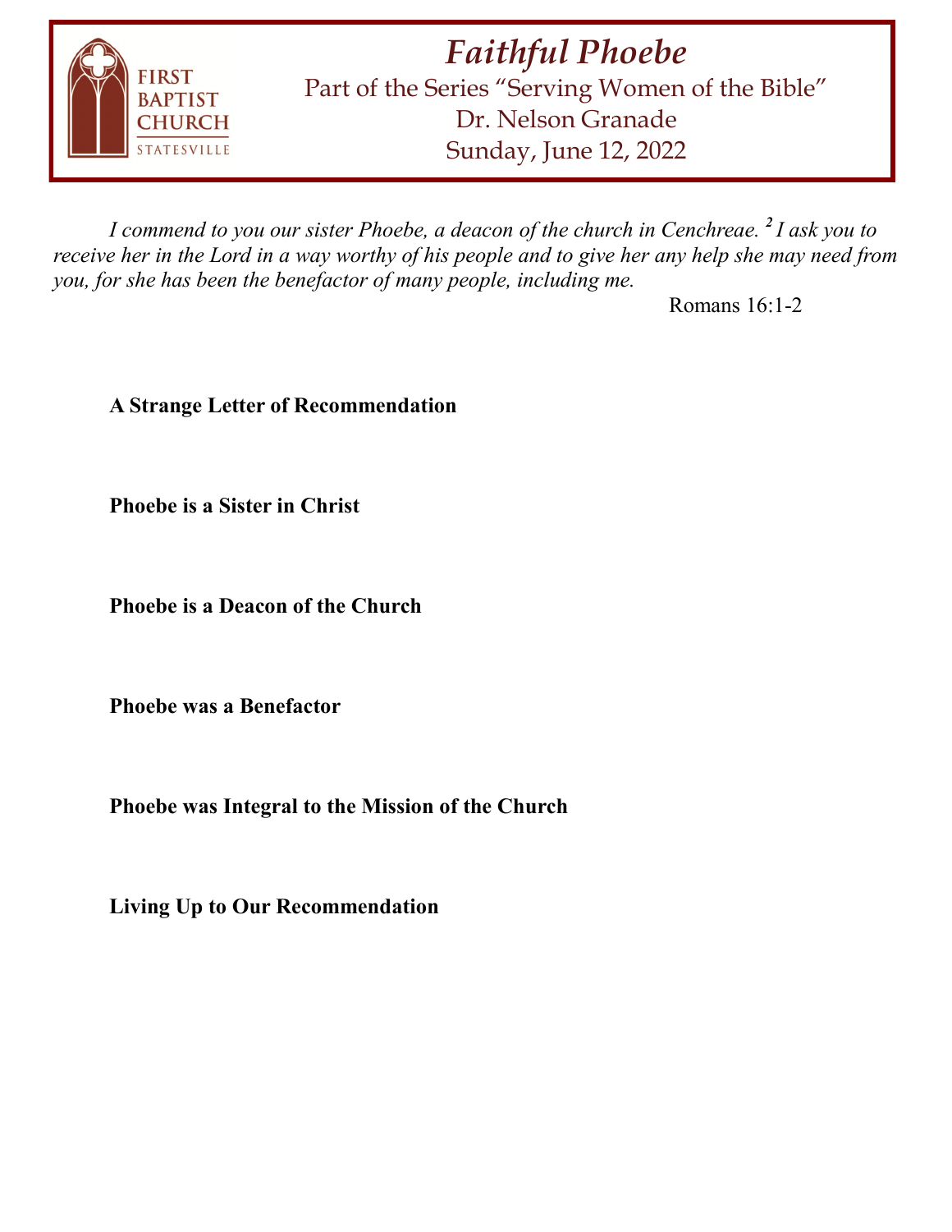# *Faithful Phoebe*

Part of the Series "Serving Women of the Bible"

Dr. Nelson Granade

Sunday, June 12, 2022

*I commend to you our sister Phoebe, a deacon of the church in Cenchreae.* [2] *I ask you to receive her in the Lord in a way worthy of his people and to give her any help she may need from you, for she has been the benefactor of many people, including me.*

Romans 16:1-2

**A Strange Letter of Recommendation**

**Phoebe is a Sister in Christ**

**Phoebe is a Deacon of the Church**

**Phoebe was a Benefactor**

**Phoebe was Integral to the Mission of the Church**

**Living Up to Our Recommendation**